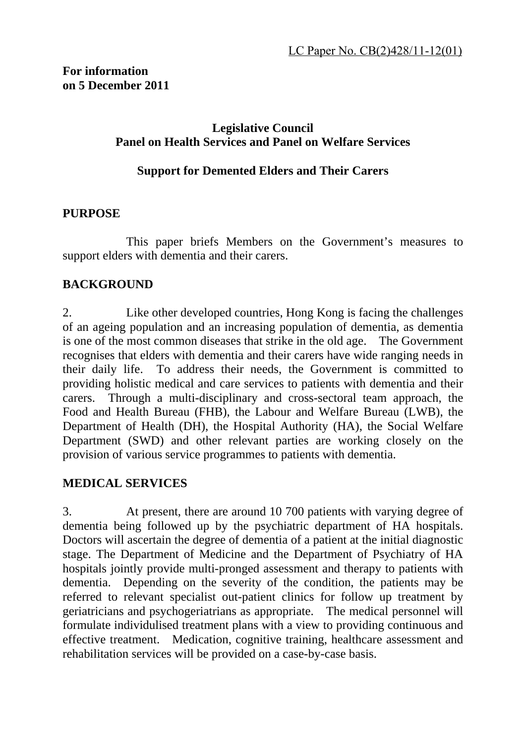LC Paper No. CB(2)428/11-12(01)

**For information**
**on 5 December 2011**

**Legislative Council**
**Panel on Health Services and Panel on Welfare Services**

**Support for Demented Elders and Their Carers**

## PURPOSE

This paper briefs Members on the Government's measures to support elders with dementia and their carers.

## BACKGROUND

2. Like other developed countries, Hong Kong is facing the challenges of an ageing population and an increasing population of dementia, as dementia is one of the most common diseases that strike in the old age. The Government recognises that elders with dementia and their carers have wide ranging needs in their daily life. To address their needs, the Government is committed to providing holistic medical and care services to patients with dementia and their carers. Through a multi-disciplinary and cross-sectoral team approach, the Food and Health Bureau (FHB), the Labour and Welfare Bureau (LWB), the Department of Health (DH), the Hospital Authority (HA), the Social Welfare Department (SWD) and other relevant parties are working closely on the provision of various service programmes to patients with dementia.

## MEDICAL SERVICES

3. At present, there are around 10 700 patients with varying degree of dementia being followed up by the psychiatric department of HA hospitals. Doctors will ascertain the degree of dementia of a patient at the initial diagnostic stage. The Department of Medicine and the Department of Psychiatry of HA hospitals jointly provide multi-pronged assessment and therapy to patients with dementia. Depending on the severity of the condition, the patients may be referred to relevant specialist out-patient clinics for follow up treatment by geriatricians and psychogeriatrians as appropriate. The medical personnel will formulate individulised treatment plans with a view to providing continuous and effective treatment. Medication, cognitive training, healthcare assessment and rehabilitation services will be provided on a case-by-case basis.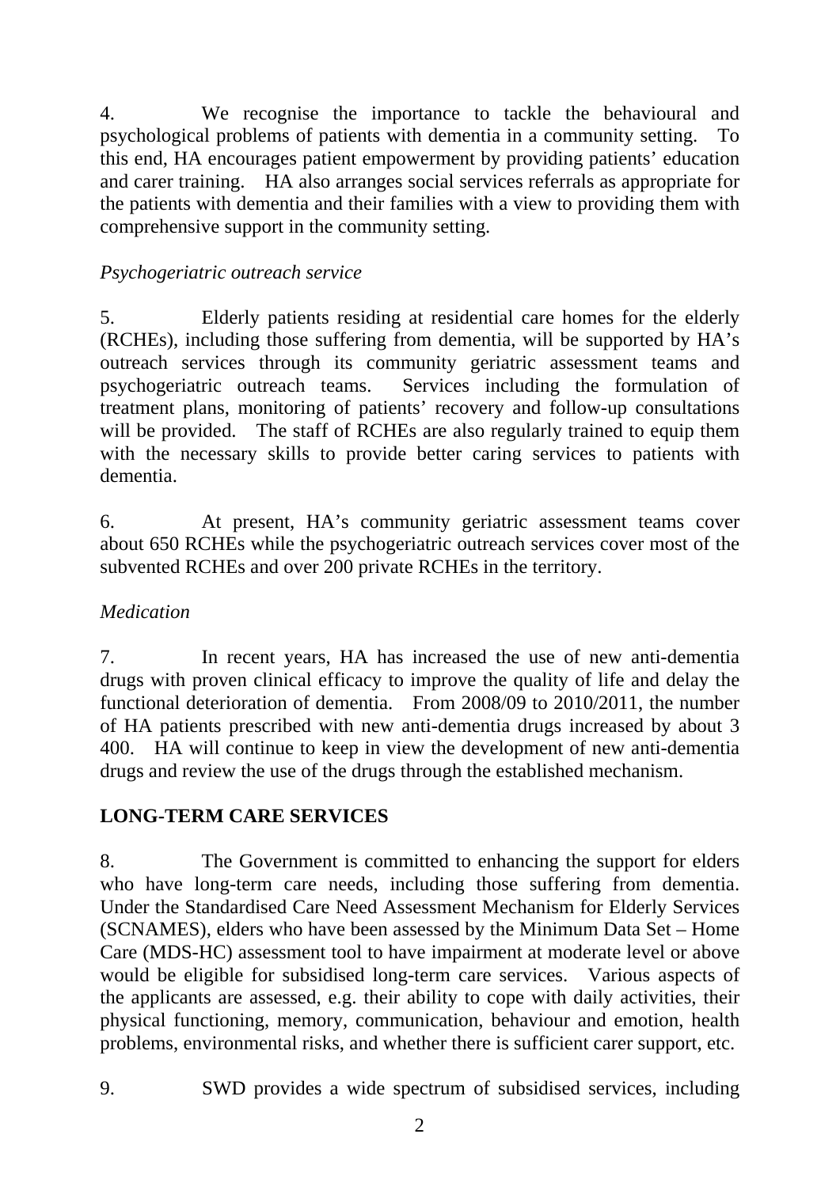4. We recognise the importance to tackle the behavioural and psychological problems of patients with dementia in a community setting. To this end, HA encourages patient empowerment by providing patients' education and carer training. HA also arranges social services referrals as appropriate for the patients with dementia and their families with a view to providing them with comprehensive support in the community setting.

*Psychogeriatric outreach service*

5. Elderly patients residing at residential care homes for the elderly (RCHEs), including those suffering from dementia, will be supported by HA's outreach services through its community geriatric assessment teams and psychogeriatric outreach teams. Services including the formulation of treatment plans, monitoring of patients' recovery and follow-up consultations will be provided. The staff of RCHEs are also regularly trained to equip them with the necessary skills to provide better caring services to patients with dementia.

6. At present, HA's community geriatric assessment teams cover about 650 RCHEs while the psychogeriatric outreach services cover most of the subvented RCHEs and over 200 private RCHEs in the territory.

*Medication*

7. In recent years, HA has increased the use of new anti-dementia drugs with proven clinical efficacy to improve the quality of life and delay the functional deterioration of dementia. From 2008/09 to 2010/2011, the number of HA patients prescribed with new anti-dementia drugs increased by about 3 400. HA will continue to keep in view the development of new anti-dementia drugs and review the use of the drugs through the established mechanism.

**LONG-TERM CARE SERVICES**

8. The Government is committed to enhancing the support for elders who have long-term care needs, including those suffering from dementia. Under the Standardised Care Need Assessment Mechanism for Elderly Services (SCNAMES), elders who have been assessed by the Minimum Data Set – Home Care (MDS-HC) assessment tool to have impairment at moderate level or above would be eligible for subsidised long-term care services. Various aspects of the applicants are assessed, e.g. their ability to cope with daily activities, their physical functioning, memory, communication, behaviour and emotion, health problems, environmental risks, and whether there is sufficient carer support, etc.

9. SWD provides a wide spectrum of subsidised services, including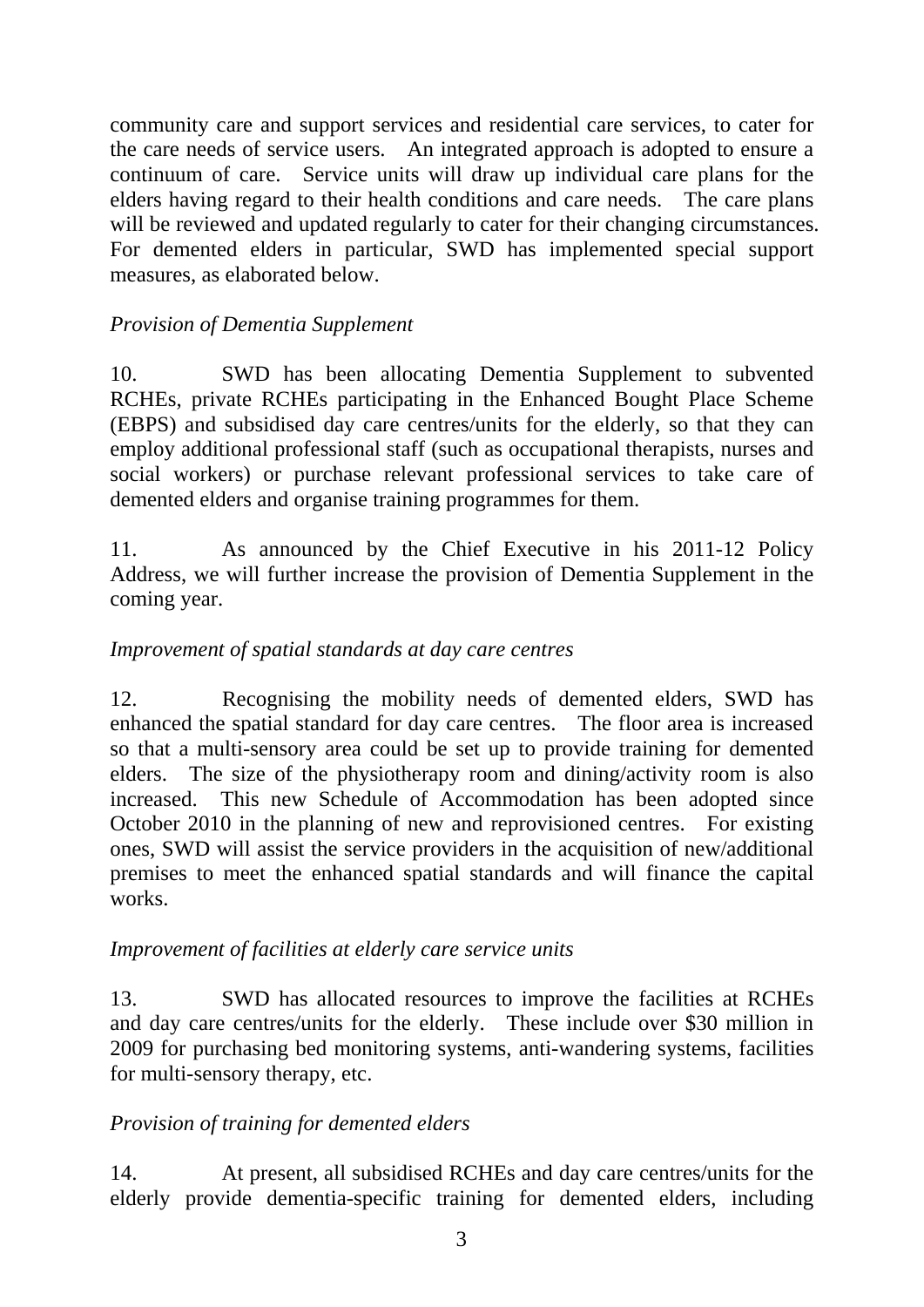community care and support services and residential care services, to cater for the care needs of service users. An integrated approach is adopted to ensure a continuum of care. Service units will draw up individual care plans for the elders having regard to their health conditions and care needs. The care plans will be reviewed and updated regularly to cater for their changing circumstances. For demented elders in particular, SWD has implemented special support measures, as elaborated below.

*Provision of Dementia Supplement*

10. SWD has been allocating Dementia Supplement to subvented RCHEs, private RCHEs participating in the Enhanced Bought Place Scheme (EBPS) and subsidised day care centres/units for the elderly, so that they can employ additional professional staff (such as occupational therapists, nurses and social workers) or purchase relevant professional services to take care of demented elders and organise training programmes for them.

11. As announced by the Chief Executive in his 2011-12 Policy Address, we will further increase the provision of Dementia Supplement in the coming year.

*Improvement of spatial standards at day care centres*

12. Recognising the mobility needs of demented elders, SWD has enhanced the spatial standard for day care centres. The floor area is increased so that a multi-sensory area could be set up to provide training for demented elders. The size of the physiotherapy room and dining/activity room is also increased. This new Schedule of Accommodation has been adopted since October 2010 in the planning of new and reprovisioned centres. For existing ones, SWD will assist the service providers in the acquisition of new/additional premises to meet the enhanced spatial standards and will finance the capital works.

*Improvement of facilities at elderly care service units*

13. SWD has allocated resources to improve the facilities at RCHEs and day care centres/units for the elderly. These include over $30 million in 2009 for purchasing bed monitoring systems, anti-wandering systems, facilities for multi-sensory therapy, etc.

*Provision of training for demented elders*

14. At present, all subsidised RCHEs and day care centres/units for the elderly provide dementia-specific training for demented elders, including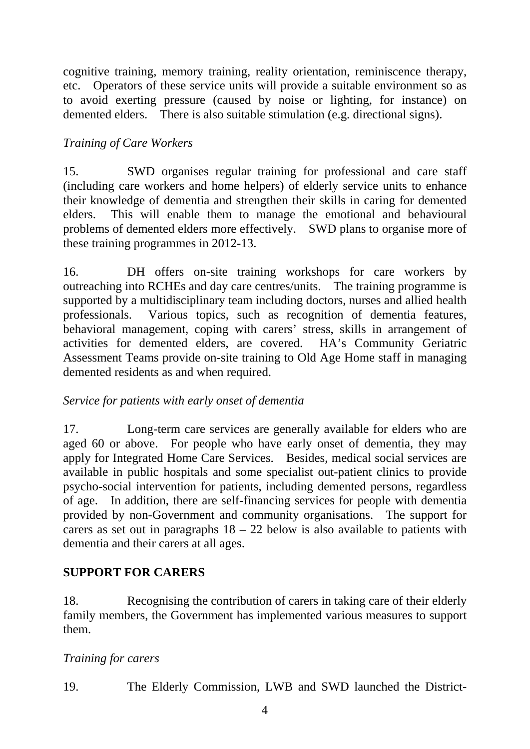cognitive training, memory training, reality orientation, reminiscence therapy, etc. Operators of these service units will provide a suitable environment so as to avoid exerting pressure (caused by noise or lighting, for instance) on demented elders. There is also suitable stimulation (e.g. directional signs).

*Training of Care Workers*

15. SWD organises regular training for professional and care staff (including care workers and home helpers) of elderly service units to enhance their knowledge of dementia and strengthen their skills in caring for demented elders. This will enable them to manage the emotional and behavioural problems of demented elders more effectively. SWD plans to organise more of these training programmes in 2012-13.

16. DH offers on-site training workshops for care workers by outreaching into RCHEs and day care centres/units. The training programme is supported by a multidisciplinary team including doctors, nurses and allied health professionals. Various topics, such as recognition of dementia features, behavioral management, coping with carers' stress, skills in arrangement of activities for demented elders, are covered. HA's Community Geriatric Assessment Teams provide on-site training to Old Age Home staff in managing demented residents as and when required.

*Service for patients with early onset of dementia*

17. Long-term care services are generally available for elders who are aged 60 or above. For people who have early onset of dementia, they may apply for Integrated Home Care Services. Besides, medical social services are available in public hospitals and some specialist out-patient clinics to provide psycho-social intervention for patients, including demented persons, regardless of age. In addition, there are self-financing services for people with dementia provided by non-Government and community organisations. The support for carers as set out in paragraphs 18 – 22 below is also available to patients with dementia and their carers at all ages.

**SUPPORT FOR CARERS**

18. Recognising the contribution of carers in taking care of their elderly family members, the Government has implemented various measures to support them.

*Training for carers*

19. The Elderly Commission, LWB and SWD launched the District-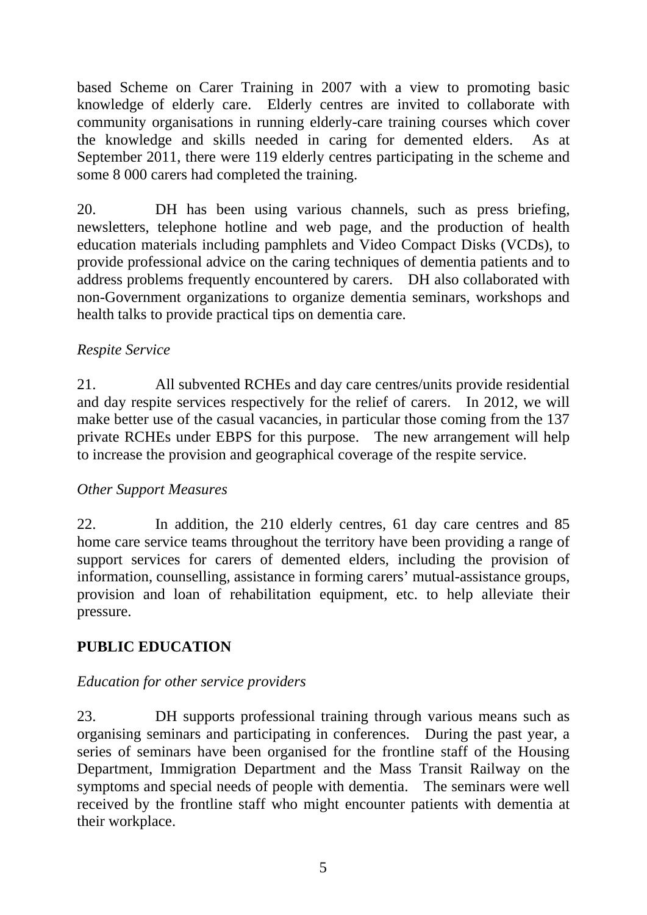based Scheme on Carer Training in 2007 with a view to promoting basic knowledge of elderly care. Elderly centres are invited to collaborate with community organisations in running elderly-care training courses which cover the knowledge and skills needed in caring for demented elders. As at September 2011, there were 119 elderly centres participating in the scheme and some 8 000 carers had completed the training.

20. DH has been using various channels, such as press briefing, newsletters, telephone hotline and web page, and the production of health education materials including pamphlets and Video Compact Disks (VCDs), to provide professional advice on the caring techniques of dementia patients and to address problems frequently encountered by carers. DH also collaborated with non-Government organizations to organize dementia seminars, workshops and health talks to provide practical tips on dementia care.

*Respite Service*

21. All subvented RCHEs and day care centres/units provide residential and day respite services respectively for the relief of carers. In 2012, we will make better use of the casual vacancies, in particular those coming from the 137 private RCHEs under EBPS for this purpose. The new arrangement will help to increase the provision and geographical coverage of the respite service.

*Other Support Measures*

22. In addition, the 210 elderly centres, 61 day care centres and 85 home care service teams throughout the territory have been providing a range of support services for carers of demented elders, including the provision of information, counselling, assistance in forming carers' mutual-assistance groups, provision and loan of rehabilitation equipment, etc. to help alleviate their pressure.

## PUBLIC EDUCATION

*Education for other service providers*

23. DH supports professional training through various means such as organising seminars and participating in conferences. During the past year, a series of seminars have been organised for the frontline staff of the Housing Department, Immigration Department and the Mass Transit Railway on the symptoms and special needs of people with dementia. The seminars were well received by the frontline staff who might encounter patients with dementia at their workplace.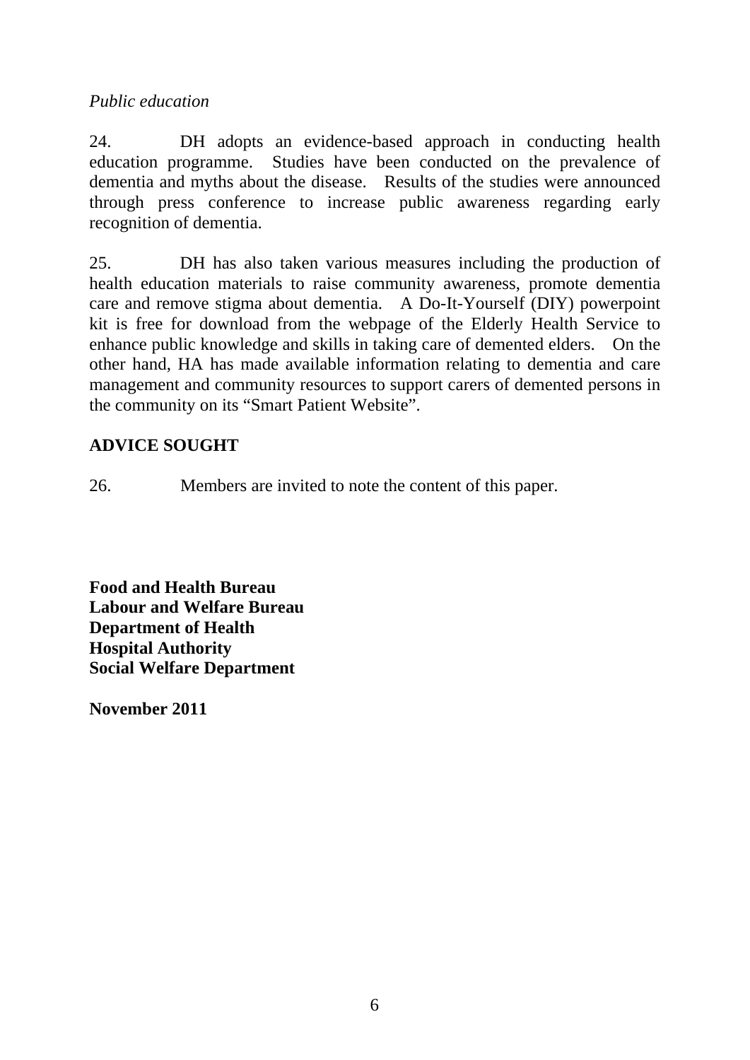*Public education*

24. DH adopts an evidence-based approach in conducting health education programme. Studies have been conducted on the prevalence of dementia and myths about the disease. Results of the studies were announced through press conference to increase public awareness regarding early recognition of dementia.

25. DH has also taken various measures including the production of health education materials to raise community awareness, promote dementia care and remove stigma about dementia. A Do-It-Yourself (DIY) powerpoint kit is free for download from the webpage of the Elderly Health Service to enhance public knowledge and skills in taking care of demented elders. On the other hand, HA has made available information relating to dementia and care management and community resources to support carers of demented persons in the community on its "Smart Patient Website".

## ADVICE SOUGHT

26. Members are invited to note the content of this paper.

**Food and Health Bureau**
**Labour and Welfare Bureau**
**Department of Health**
**Hospital Authority**
**Social Welfare Department**

**November 2011**